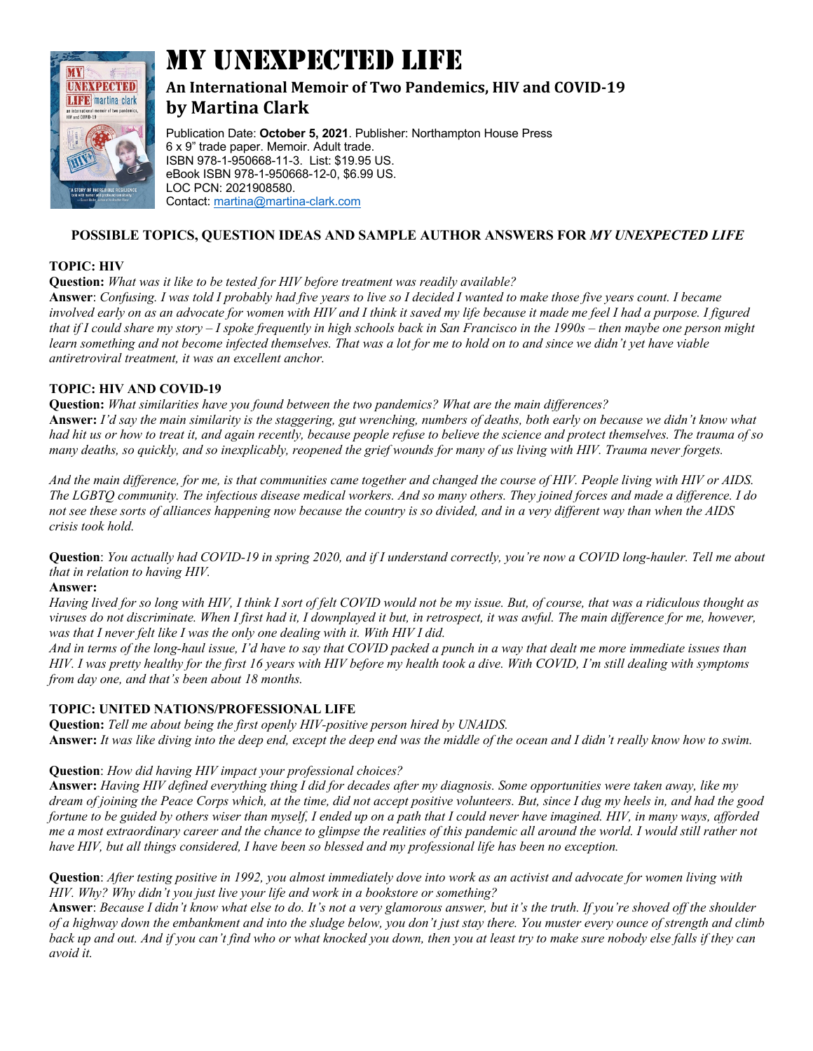# MY UNEXPECTED LIFE

## An International Memoir of Two Pandemics, HIV and COVID-19
## by Martina Clark

Publication Date: **October 5, 2021**. Publisher: Northampton House Press
6 x 9" trade paper. Memoir. Adult trade.
ISBN 978-1-950668-11-3. List: $19.95 US.
eBook ISBN 978-1-950668-12-0, $6.99 US.
LOC PCN: 2021908580.
Contact: martina@martina-clark.com

**POSSIBLE TOPICS, QUESTION IDEAS AND SAMPLE AUTHOR ANSWERS FOR *MY UNEXPECTED LIFE***

**TOPIC: HIV**

**Question:** *What was it like to be tested for HIV before treatment was readily available?*
**Answer**: *Confusing. I was told I probably had five years to live so I decided I wanted to make those five years count. I became involved early on as an advocate for women with HIV and I think it saved my life because it made me feel I had a purpose. I figured that if I could share my story – I spoke frequently in high schools back in San Francisco in the 1990s – then maybe one person might learn something and not become infected themselves. That was a lot for me to hold on to and since we didn't yet have viable antiretroviral treatment, it was an excellent anchor.*

**TOPIC: HIV AND COVID-19**

**Question:** *What similarities have you found between the two pandemics? What are the main differences?*
**Answer:** *I'd say the main similarity is the staggering, gut wrenching, numbers of deaths, both early on because we didn't know what had hit us or how to treat it, and again recently, because people refuse to believe the science and protect themselves. The trauma of so many deaths, so quickly, and so inexplicably, reopened the grief wounds for many of us living with HIV. Trauma never forgets.*

*And the main difference, for me, is that communities came together and changed the course of HIV. People living with HIV or AIDS. The LGBTQ community. The infectious disease medical workers. And so many others. They joined forces and made a difference. I do not see these sorts of alliances happening now because the country is so divided, and in a very different way than when the AIDS crisis took hold.*

**Question**: *You actually had COVID-19 in spring 2020, and if I understand correctly, you're now a COVID long-hauler. Tell me about that in relation to having HIV.*
**Answer:**
*Having lived for so long with HIV, I think I sort of felt COVID would not be my issue. But, of course, that was a ridiculous thought as viruses do not discriminate. When I first had it, I downplayed it but, in retrospect, it was awful. The main difference for me, however, was that I never felt like I was the only one dealing with it. With HIV I did.*
*And in terms of the long-haul issue, I'd have to say that COVID packed a punch in a way that dealt me more immediate issues than HIV. I was pretty healthy for the first 16 years with HIV before my health took a dive. With COVID, I'm still dealing with symptoms from day one, and that's been about 18 months.*

**TOPIC: UNITED NATIONS/PROFESSIONAL LIFE**

**Question:** *Tell me about being the first openly HIV-positive person hired by UNAIDS.*
**Answer:** *It was like diving into the deep end, except the deep end was the middle of the ocean and I didn't really know how to swim.*

**Question**: *How did having HIV impact your professional choices?*
**Answer:** *Having HIV defined everything thing I did for decades after my diagnosis. Some opportunities were taken away, like my dream of joining the Peace Corps which, at the time, did not accept positive volunteers. But, since I dug my heels in, and had the good fortune to be guided by others wiser than myself, I ended up on a path that I could never have imagined. HIV, in many ways, afforded me a most extraordinary career and the chance to glimpse the realities of this pandemic all around the world. I would still rather not have HIV, but all things considered, I have been so blessed and my professional life has been no exception.*

**Question**: *After testing positive in 1992, you almost immediately dove into work as an activist and advocate for women living with HIV. Why? Why didn't you just live your life and work in a bookstore or something?*
**Answer**: *Because I didn't know what else to do. It's not a very glamorous answer, but it's the truth. If you're shoved off the shoulder of a highway down the embankment and into the sludge below, you don't just stay there. You muster every ounce of strength and climb back up and out. And if you can't find who or what knocked you down, then you at least try to make sure nobody else falls if they can avoid it.*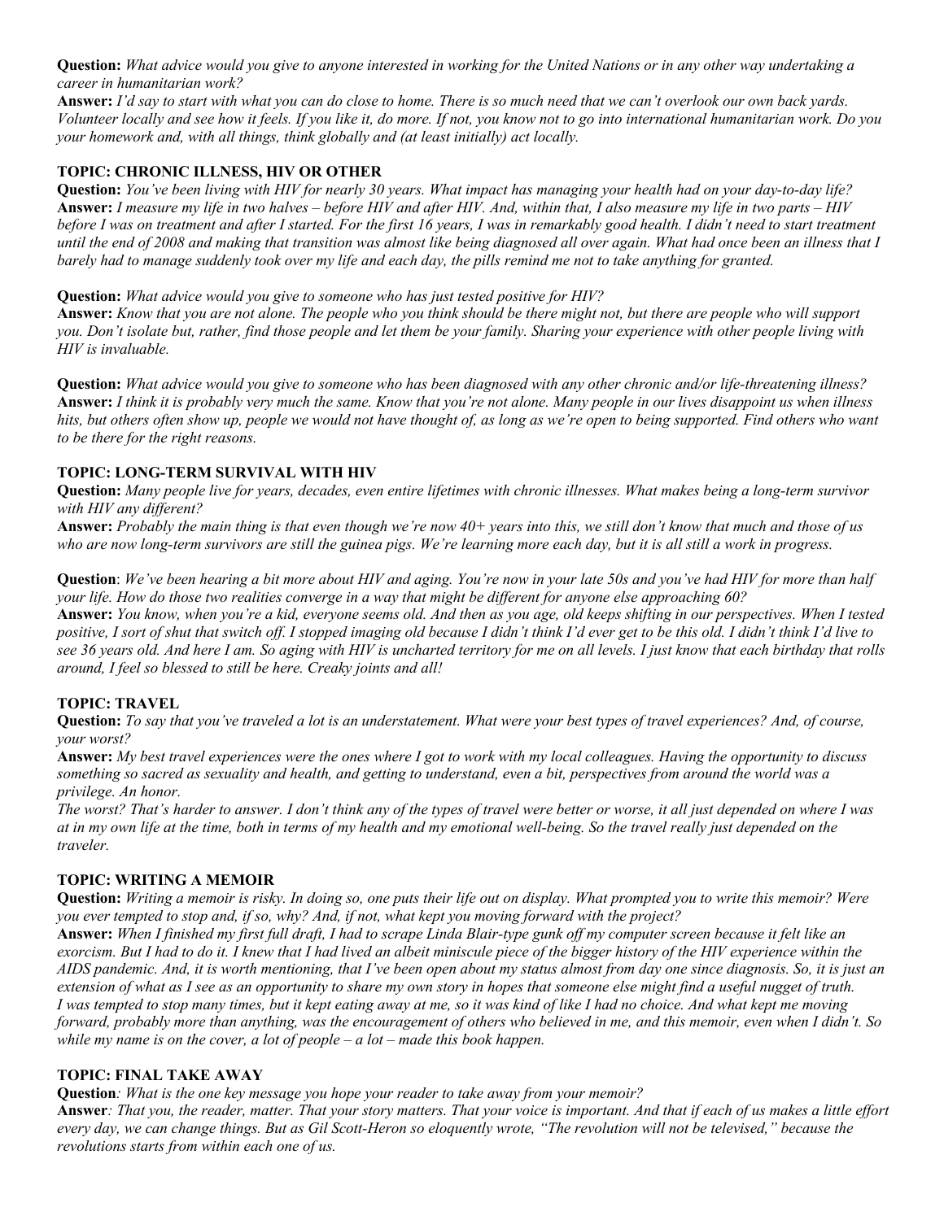**Question:** *What advice would you give to anyone interested in working for the United Nations or in any other way undertaking a career in humanitarian work?*

**Answer:** *I'd say to start with what you can do close to home. There is so much need that we can't overlook our own back yards. Volunteer locally and see how it feels. If you like it, do more. If not, you know not to go into international humanitarian work. Do you your homework and, with all things, think globally and (at least initially) act locally.*

**TOPIC: CHRONIC ILLNESS, HIV OR OTHER**

**Question:** *You've been living with HIV for nearly 30 years. What impact has managing your health had on your day-to-day life?*

**Answer:** *I measure my life in two halves – before HIV and after HIV. And, within that, I also measure my life in two parts – HIV before I was on treatment and after I started. For the first 16 years, I was in remarkably good health. I didn't need to start treatment until the end of 2008 and making that transition was almost like being diagnosed all over again. What had once been an illness that I barely had to manage suddenly took over my life and each day, the pills remind me not to take anything for granted.*

**Question:** *What advice would you give to someone who has just tested positive for HIV?*

**Answer:** *Know that you are not alone. The people who you think should be there might not, but there are people who will support you. Don't isolate but, rather, find those people and let them be your family. Sharing your experience with other people living with HIV is invaluable.*

**Question:** *What advice would you give to someone who has been diagnosed with any other chronic and/or life-threatening illness?*

**Answer:** *I think it is probably very much the same. Know that you're not alone. Many people in our lives disappoint us when illness hits, but others often show up, people we would not have thought of, as long as we're open to being supported. Find others who want to be there for the right reasons.*

**TOPIC: LONG-TERM SURVIVAL WITH HIV**

**Question:** *Many people live for years, decades, even entire lifetimes with chronic illnesses. What makes being a long-term survivor with HIV any different?*

**Answer:** *Probably the main thing is that even though we're now 40+ years into this, we still don't know that much and those of us who are now long-term survivors are still the guinea pigs. We're learning more each day, but it is all still a work in progress.*

**Question**: *We've been hearing a bit more about HIV and aging. You're now in your late 50s and you've had HIV for more than half your life. How do those two realities converge in a way that might be different for anyone else approaching 60?*

**Answer:** *You know, when you're a kid, everyone seems old. And then as you age, old keeps shifting in our perspectives. When I tested positive, I sort of shut that switch off. I stopped imaging old because I didn't think I'd ever get to be this old. I didn't think I'd live to see 36 years old. And here I am. So aging with HIV is uncharted territory for me on all levels. I just know that each birthday that rolls around, I feel so blessed to still be here. Creaky joints and all!*

**TOPIC: TRAVEL**

**Question:** *To say that you've traveled a lot is an understatement. What were your best types of travel experiences? And, of course, your worst?*

**Answer:** *My best travel experiences were the ones where I got to work with my local colleagues. Having the opportunity to discuss something so sacred as sexuality and health, and getting to understand, even a bit, perspectives from around the world was a privilege. An honor.*

*The worst? That's harder to answer. I don't think any of the types of travel were better or worse, it all just depended on where I was at in my own life at the time, both in terms of my health and my emotional well-being. So the travel really just depended on the traveler.*

**TOPIC: WRITING A MEMOIR**

**Question:** *Writing a memoir is risky. In doing so, one puts their life out on display. What prompted you to write this memoir? Were you ever tempted to stop and, if so, why? And, if not, what kept you moving forward with the project?*

**Answer:** *When I finished my first full draft, I had to scrape Linda Blair-type gunk off my computer screen because it felt like an exorcism. But I had to do it. I knew that I had lived an albeit miniscule piece of the bigger history of the HIV experience within the AIDS pandemic. And, it is worth mentioning, that I've been open about my status almost from day one since diagnosis. So, it is just an extension of what as I see as an opportunity to share my own story in hopes that someone else might find a useful nugget of truth. I was tempted to stop many times, but it kept eating away at me, so it was kind of like I had no choice. And what kept me moving forward, probably more than anything, was the encouragement of others who believed in me, and this memoir, even when I didn't. So while my name is on the cover, a lot of people – a lot – made this book happen.*

**TOPIC: FINAL TAKE AWAY**

**Question**: *What is the one key message you hope your reader to take away from your memoir?*

**Answer**: *That you, the reader, matter. That your story matters. That your voice is important. And that if each of us makes a little effort every day, we can change things. But as Gil Scott-Heron so eloquently wrote, "The revolution will not be televised," because the revolutions starts from within each one of us.*